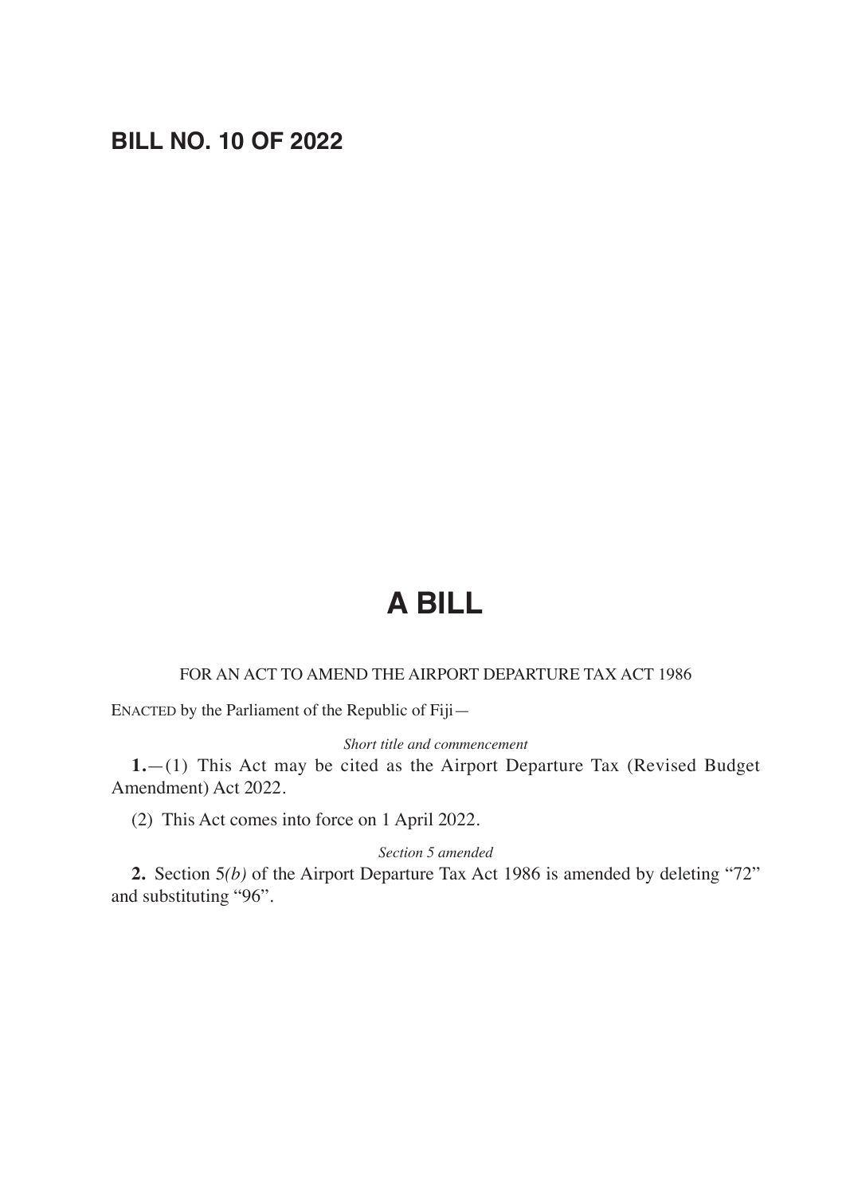## BILL NO. 10 OF 2022

# A BILL

FOR AN ACT TO AMEND THE AIRPORT DEPARTURE TAX ACT 1986

ENACTED by the Parliament of the Republic of Fiji—

*Short title and commencement*

**1.**—(1) This Act may be cited as the Airport Departure Tax (Revised Budget Amendment) Act 2022.

(2) This Act comes into force on 1 April 2022.

*Section 5 amended*

**2.** Section 5*(b)* of the Airport Departure Tax Act 1986 is amended by deleting "72" and substituting "96".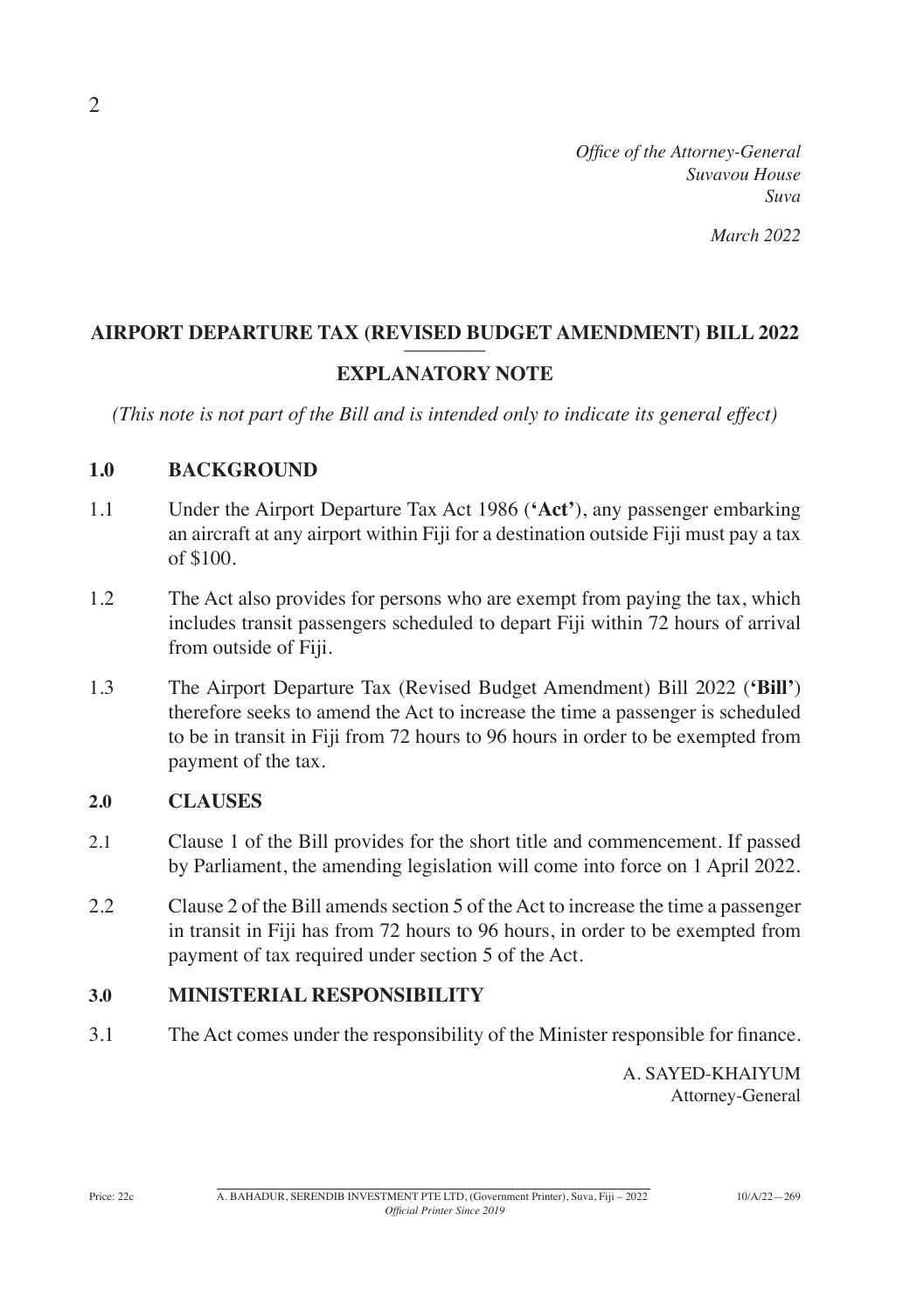*Office of the Attorney-General*
*Suvavou House*
*Suva*

*March 2022*

## AIRPORT DEPARTURE TAX (REVISED BUDGET AMENDMENT) BILL 2022

## EXPLANATORY NOTE

*(This note is not part of the Bill and is intended only to indicate its general effect)*

### 1.0 BACKGROUND

1.1 Under the Airport Departure Tax Act 1986 (**'Act'**), any passenger embarking an aircraft at any airport within Fiji for a destination outside Fiji must pay a tax of $100.

1.2 The Act also provides for persons who are exempt from paying the tax, which includes transit passengers scheduled to depart Fiji within 72 hours of arrival from outside of Fiji.

1.3 The Airport Departure Tax (Revised Budget Amendment) Bill 2022 (**'Bill'**) therefore seeks to amend the Act to increase the time a passenger is scheduled to be in transit in Fiji from 72 hours to 96 hours in order to be exempted from payment of the tax.

### 2.0 CLAUSES

2.1 Clause 1 of the Bill provides for the short title and commencement. If passed by Parliament, the amending legislation will come into force on 1 April 2022.

2.2 Clause 2 of the Bill amends section 5 of the Act to increase the time a passenger in transit in Fiji has from 72 hours to 96 hours, in order to be exempted from payment of tax required under section 5 of the Act.

### 3.0 MINISTERIAL RESPONSIBILITY

3.1 The Act comes under the responsibility of the Minister responsible for finance.

A. SAYED-KHAIYUM
Attorney-General

Price: 22c

A. BAHADUR, SERENDIB INVESTMENT PTE LTD, (Government Printer), Suva, Fiji – 2022
*Official Printer Since 2019*

10/A/22—269